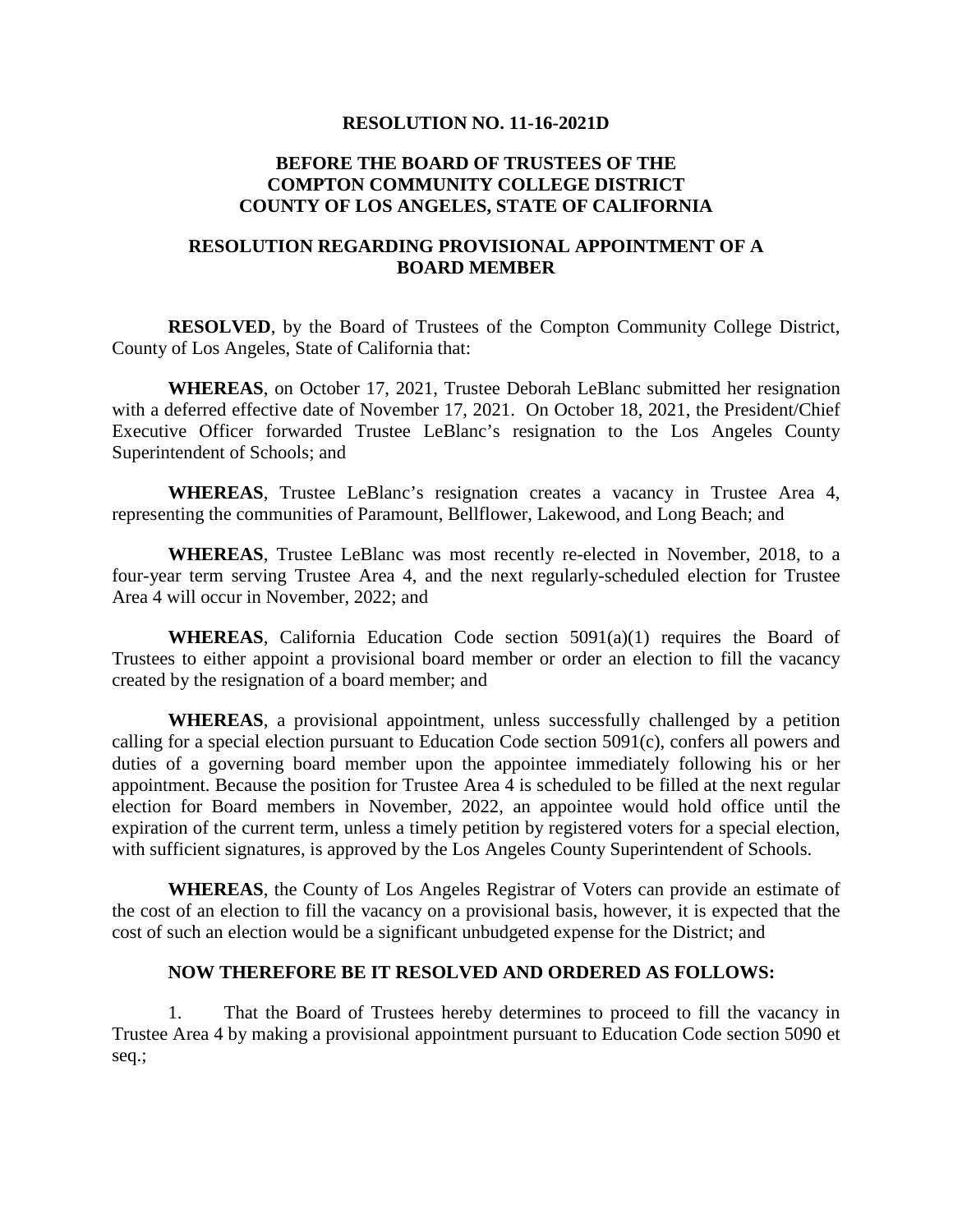**RESOLUTION NO. 11-16-2021D**

**BEFORE THE BOARD OF TRUSTEES OF THE COMPTON COMMUNITY COLLEGE DISTRICT COUNTY OF LOS ANGELES, STATE OF CALIFORNIA**

**RESOLUTION REGARDING PROVISIONAL APPOINTMENT OF A BOARD MEMBER**

**RESOLVED**, by the Board of Trustees of the Compton Community College District, County of Los Angeles, State of California that:

**WHEREAS**, on October 17, 2021, Trustee Deborah LeBlanc submitted her resignation with a deferred effective date of November 17, 2021. On October 18, 2021, the President/Chief Executive Officer forwarded Trustee LeBlanc's resignation to the Los Angeles County Superintendent of Schools; and

**WHEREAS**, Trustee LeBlanc's resignation creates a vacancy in Trustee Area 4, representing the communities of Paramount, Bellflower, Lakewood, and Long Beach; and

**WHEREAS**, Trustee LeBlanc was most recently re-elected in November, 2018, to a four-year term serving Trustee Area 4, and the next regularly-scheduled election for Trustee Area 4 will occur in November, 2022; and

**WHEREAS**, California Education Code section 5091(a)(1) requires the Board of Trustees to either appoint a provisional board member or order an election to fill the vacancy created by the resignation of a board member; and

**WHEREAS**, a provisional appointment, unless successfully challenged by a petition calling for a special election pursuant to Education Code section 5091(c), confers all powers and duties of a governing board member upon the appointee immediately following his or her appointment. Because the position for Trustee Area 4 is scheduled to be filled at the next regular election for Board members in November, 2022, an appointee would hold office until the expiration of the current term, unless a timely petition by registered voters for a special election, with sufficient signatures, is approved by the Los Angeles County Superintendent of Schools.

**WHEREAS**, the County of Los Angeles Registrar of Voters can provide an estimate of the cost of an election to fill the vacancy on a provisional basis, however, it is expected that the cost of such an election would be a significant unbudgeted expense for the District; and

**NOW THEREFORE BE IT RESOLVED AND ORDERED AS FOLLOWS:**

1. That the Board of Trustees hereby determines to proceed to fill the vacancy in Trustee Area 4 by making a provisional appointment pursuant to Education Code section 5090 et seq.;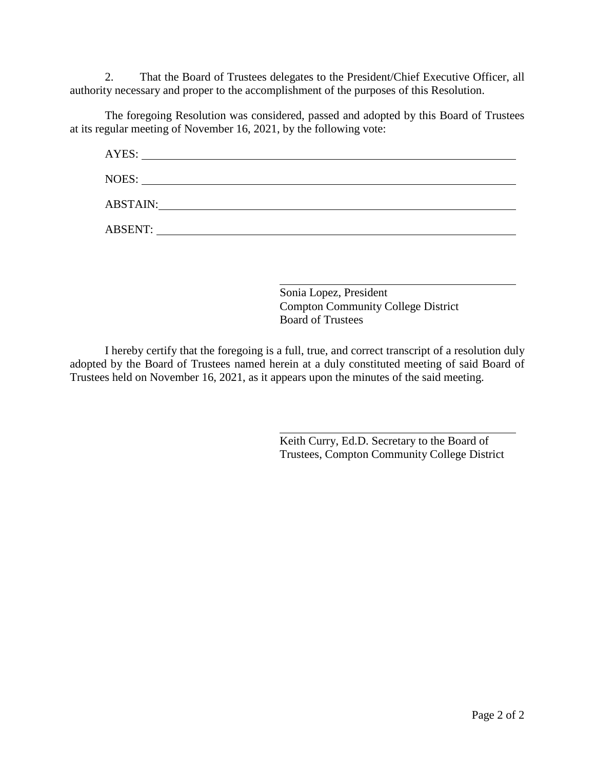2. That the Board of Trustees delegates to the President/Chief Executive Officer, all authority necessary and proper to the accomplishment of the purposes of this Resolution.

The foregoing Resolution was considered, passed and adopted by this Board of Trustees at its regular meeting of November 16, 2021, by the following vote:

AYES: ______________________________

NOES: ______________________________

ABSTAIN: ______________________________

ABSENT: ______________________________

______________________________
Sonia Lopez, President
Compton Community College District
Board of Trustees

I hereby certify that the foregoing is a full, true, and correct transcript of a resolution duly adopted by the Board of Trustees named herein at a duly constituted meeting of said Board of Trustees held on November 16, 2021, as it appears upon the minutes of the said meeting.

______________________________
Keith Curry, Ed.D. Secretary to the Board of Trustees, Compton Community College District